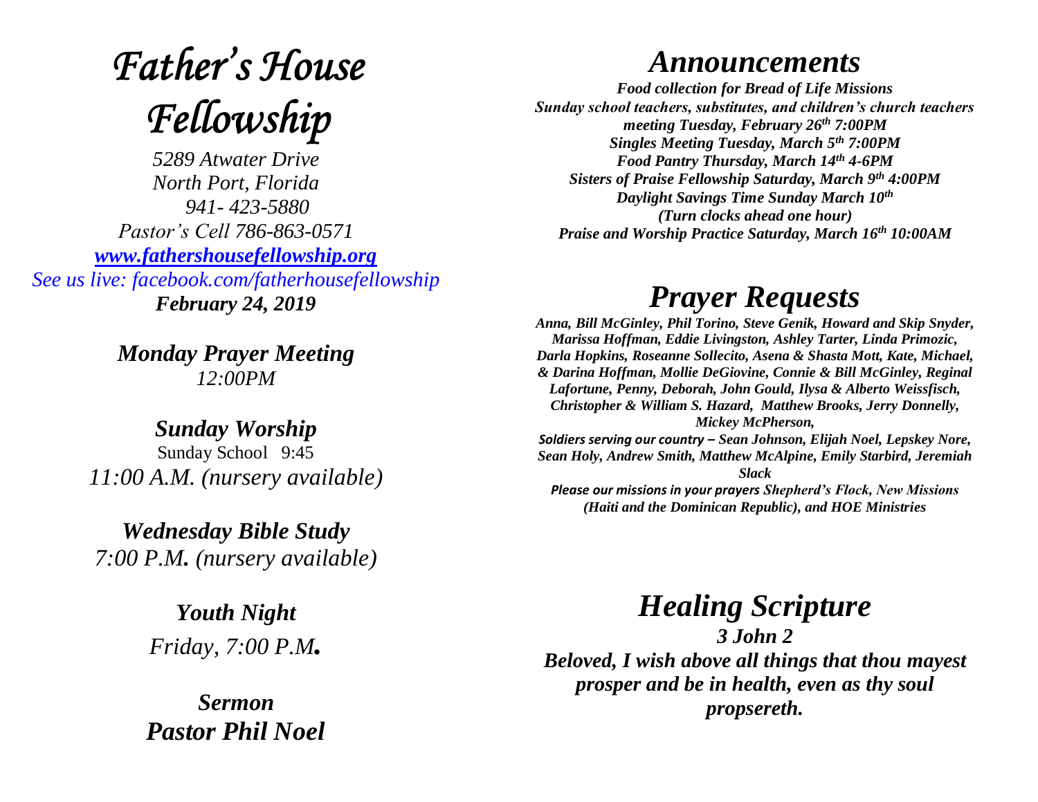# *Father's House Fellowship*

*5289 Atwater Drive*
*North Port, Florida*
*941- 423-5880*
*Pastor's Cell 786-863-0571*
*[www.fathershousefellowship.org](http://www.fathershousefellowship.org)*
*See us live: facebook.com/fatherhousefellowship*
***February 24, 2019***

***Monday Prayer Meeting***
*12:00PM*

***Sunday Worship***
Sunday School 9:45
*11:00 A.M. (nursery available)*

***Wednesday Bible Study***
*7:00 P.M. (nursery available)*

***Youth Night***
*Friday, 7:00 P.M.*

***Sermon***
***Pastor Phil Noel***

## *Announcements*

***Food collection for Bread of Life Missions***
***Sunday school teachers, substitutes, and children's church teachers meeting Tuesday, February 26th 7:00PM***
***Singles Meeting Tuesday, March 5th 7:00PM***
***Food Pantry Thursday, March 14th 4-6PM***
***Sisters of Praise Fellowship Saturday, March 9th 4:00PM***
***Daylight Savings Time Sunday March 10th***
***(Turn clocks ahead one hour)***
***Praise and Worship Practice Saturday, March 16th 10:00AM***

## *Prayer Requests*

***Anna, Bill McGinley, Phil Torino, Steve Genik, Howard and Skip Snyder, Marissa Hoffman, Eddie Livingston, Ashley Tarter, Linda Primozic, Darla Hopkins, Roseanne Sollecito, Asena & Shasta Mott, Kate, Michael, & Darina Hoffman, Mollie DeGiovine, Connie & Bill McGinley, Reginal Lafortune, Penny, Deborah, John Gould, Ilysa & Alberto Weissfisch, Christopher & William S. Hazard, Matthew Brooks, Jerry Donnelly, Mickey McPherson,***

***Soldiers serving our country – Sean Johnson, Elijah Noel, Lepskey Nore, Sean Holy, Andrew Smith, Matthew McAlpine, Emily Starbird, Jeremiah Slack***

***Please our missions in your prayers Shepherd's Flock, New Missions (Haiti and the Dominican Republic), and HOE Ministries***

## *Healing Scripture*

***3 John 2***
***Beloved, I wish above all things that thou mayest prosper and be in health, even as thy soul propsereth.***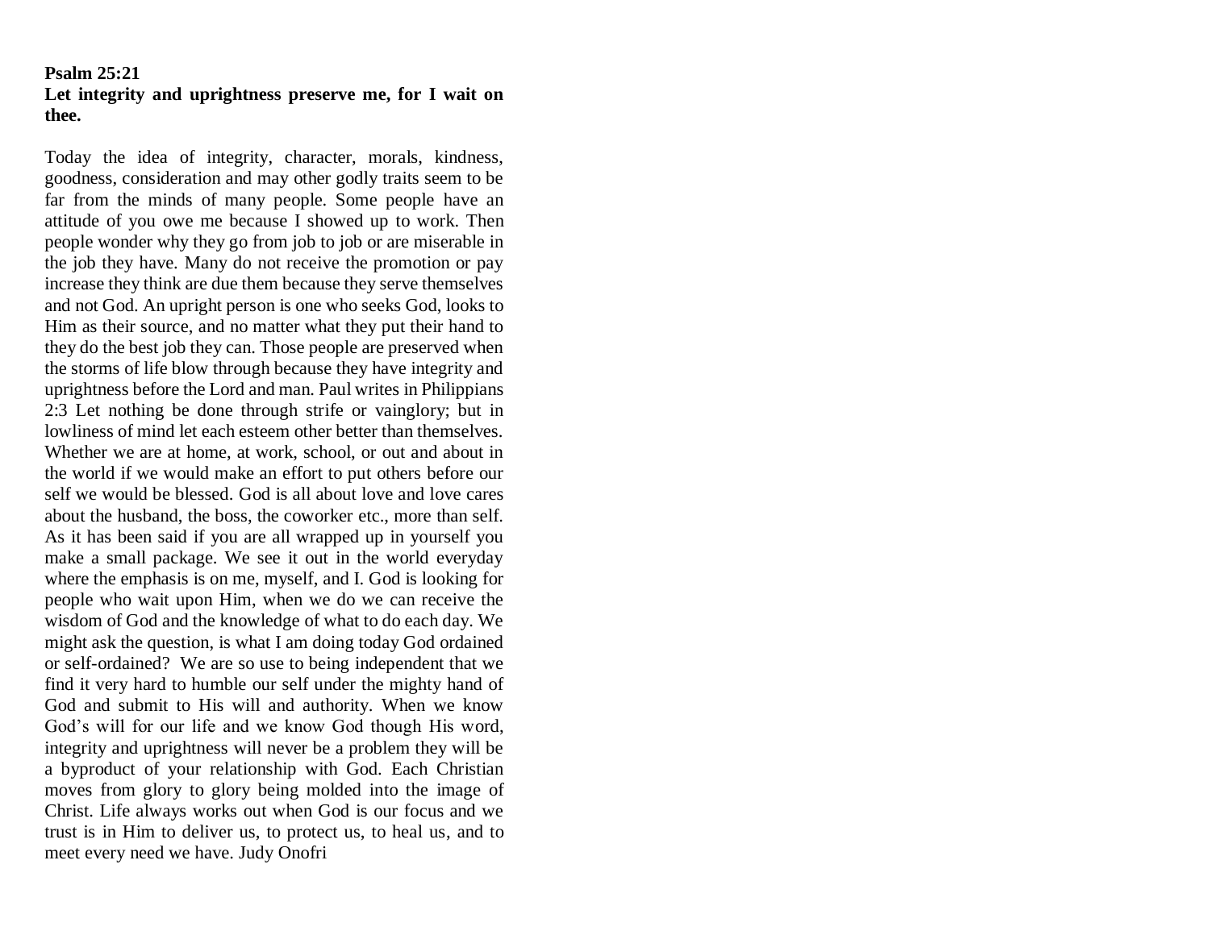**Psalm 25:21**
**Let integrity and uprightness preserve me, for I wait on thee.**

Today the idea of integrity, character, morals, kindness, goodness, consideration and may other godly traits seem to be far from the minds of many people. Some people have an attitude of you owe me because I showed up to work. Then people wonder why they go from job to job or are miserable in the job they have. Many do not receive the promotion or pay increase they think are due them because they serve themselves and not God. An upright person is one who seeks God, looks to Him as their source, and no matter what they put their hand to they do the best job they can. Those people are preserved when the storms of life blow through because they have integrity and uprightness before the Lord and man. Paul writes in Philippians 2:3 Let nothing be done through strife or vainglory; but in lowliness of mind let each esteem other better than themselves. Whether we are at home, at work, school, or out and about in the world if we would make an effort to put others before our self we would be blessed. God is all about love and love cares about the husband, the boss, the coworker etc., more than self. As it has been said if you are all wrapped up in yourself you make a small package. We see it out in the world everyday where the emphasis is on me, myself, and I. God is looking for people who wait upon Him, when we do we can receive the wisdom of God and the knowledge of what to do each day. We might ask the question, is what I am doing today God ordained or self-ordained? We are so use to being independent that we find it very hard to humble our self under the mighty hand of God and submit to His will and authority. When we know God's will for our life and we know God though His word, integrity and uprightness will never be a problem they will be a byproduct of your relationship with God. Each Christian moves from glory to glory being molded into the image of Christ. Life always works out when God is our focus and we trust is in Him to deliver us, to protect us, to heal us, and to meet every need we have. Judy Onofri